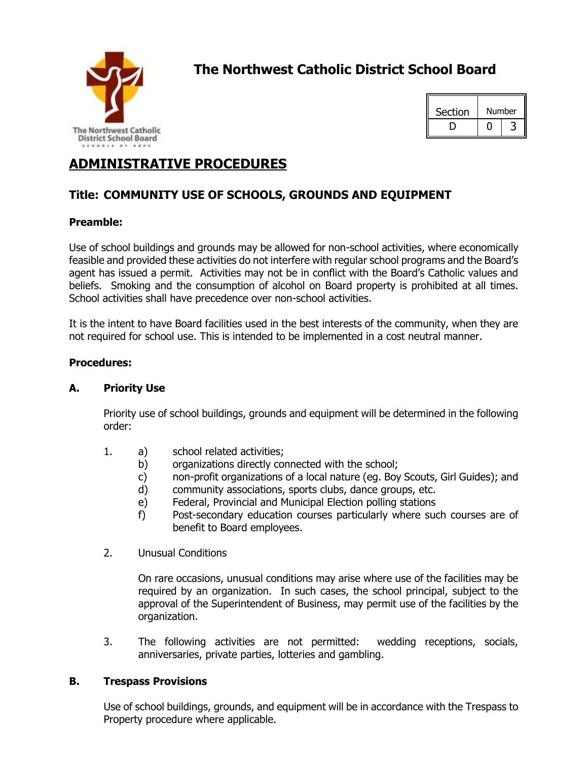# The Northwest Catholic District School Board

| Section | Number | |
|---|---|---|
| D | 0 | 3 |

## ADMINISTRATIVE PROCEDURES

### Title: COMMUNITY USE OF SCHOOLS, GROUNDS AND EQUIPMENT

**Preamble:**

Use of school buildings and grounds may be allowed for non-school activities, where economically feasible and provided these activities do not interfere with regular school programs and the Board's agent has issued a permit. Activities may not be in conflict with the Board's Catholic values and beliefs. Smoking and the consumption of alcohol on Board property is prohibited at all times. School activities shall have precedence over non-school activities.

It is the intent to have Board facilities used in the best interests of the community, when they are not required for school use. This is intended to be implemented in a cost neutral manner.

**Procedures:**

**A. Priority Use**

Priority use of school buildings, grounds and equipment will be determined in the following order:

1. a) school related activities;
   b) organizations directly connected with the school;
   c) non-profit organizations of a local nature (eg. Boy Scouts, Girl Guides); and
   d) community associations, sports clubs, dance groups, etc.
   e) Federal, Provincial and Municipal Election polling stations
   f) Post-secondary education courses particularly where such courses are of benefit to Board employees.

2. Unusual Conditions

   On rare occasions, unusual conditions may arise where use of the facilities may be required by an organization. In such cases, the school principal, subject to the approval of the Superintendent of Business, may permit use of the facilities by the organization.

3. The following activities are not permitted: wedding receptions, socials, anniversaries, private parties, lotteries and gambling.

**B. Trespass Provisions**

Use of school buildings, grounds, and equipment will be in accordance with the Trespass to Property procedure where applicable.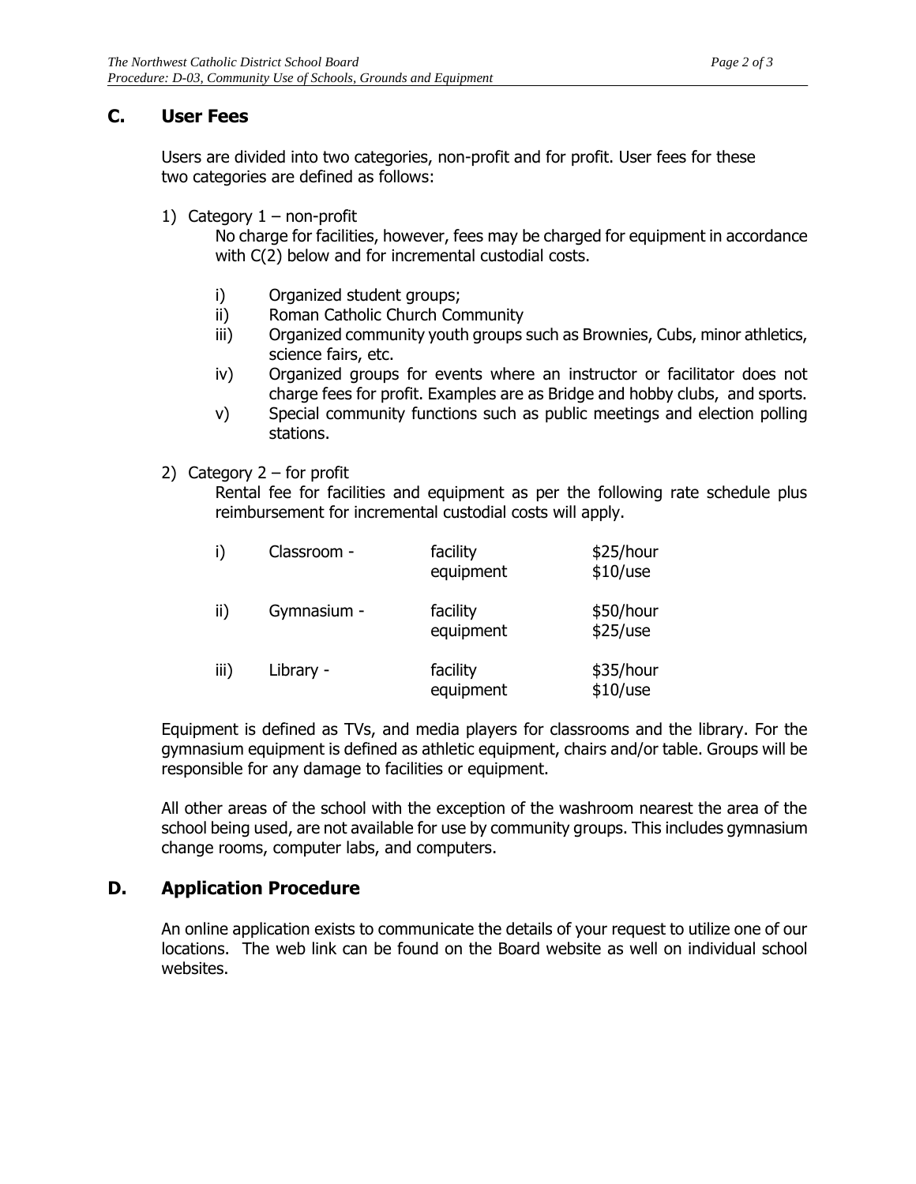## C. User Fees

Users are divided into two categories, non-profit and for profit. User fees for these two categories are defined as follows:

1) Category 1 – non-profit

   No charge for facilities, however, fees may be charged for equipment in accordance with C(2) below and for incremental custodial costs.

   i) Organized student groups;
   ii) Roman Catholic Church Community
   iii) Organized community youth groups such as Brownies, Cubs, minor athletics, science fairs, etc.
   iv) Organized groups for events where an instructor or facilitator does not charge fees for profit. Examples are as Bridge and hobby clubs, and sports.
   v) Special community functions such as public meetings and election polling stations.

2) Category 2 – for profit

   Rental fee for facilities and equipment as per the following rate schedule plus reimbursement for incremental custodial costs will apply.

| | | | |
|---|---|---|---|
| i) | Classroom - | facility | $25/hour |
| | | equipment | $10/use |
| ii) | Gymnasium - | facility | $50/hour |
| | | equipment | $25/use |
| iii) | Library - | facility | $35/hour |
| | | equipment | $10/use |

Equipment is defined as TVs, and media players for classrooms and the library. For the gymnasium equipment is defined as athletic equipment, chairs and/or table. Groups will be responsible for any damage to facilities or equipment.

All other areas of the school with the exception of the washroom nearest the area of the school being used, are not available for use by community groups. This includes gymnasium change rooms, computer labs, and computers.

## D. Application Procedure

An online application exists to communicate the details of your request to utilize one of our locations. The web link can be found on the Board website as well on individual school websites.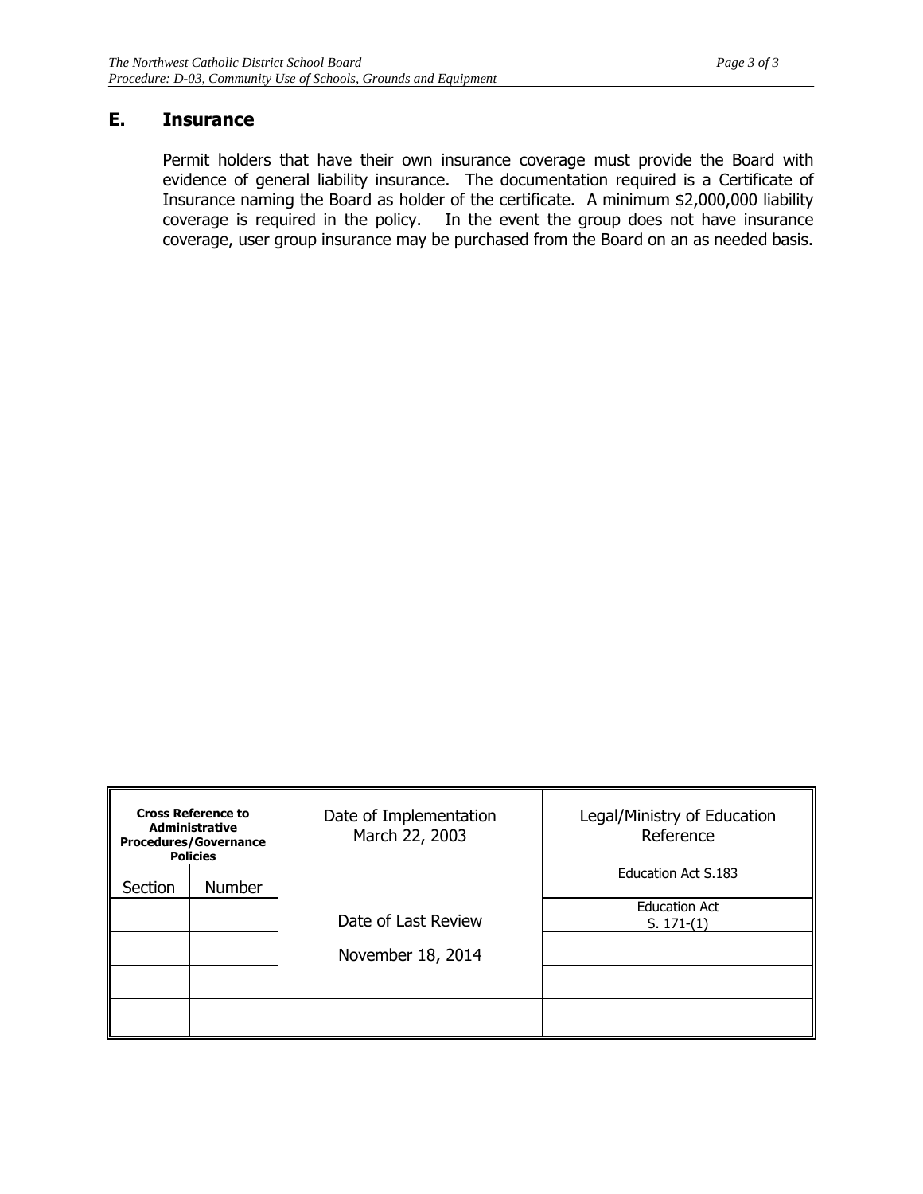## E. Insurance

Permit holders that have their own insurance coverage must provide the Board with evidence of general liability insurance. The documentation required is a Certificate of Insurance naming the Board as holder of the certificate. A minimum $2,000,000 liability coverage is required in the policy. In the event the group does not have insurance coverage, user group insurance may be purchased from the Board on an as needed basis.

| **Cross Reference to Administrative Procedures/Governance Policies** | | Date of Implementation March 22, 2003 | Legal/Ministry of Education Reference |
|---|---|---|---|
| Section | Number | | Education Act S.183 |
| | | Date of Last Review | Education Act S. 171-(1) |
| | | November 18, 2014 | |
| | | | |
| | | | |